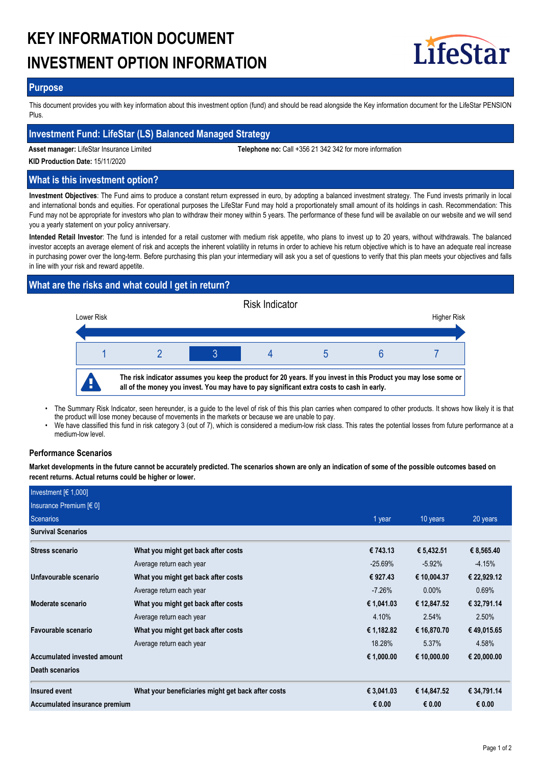# KEY INFORMATION DOCUMENT
# INVESTMENT OPTION INFORMATION

LifeStar

## Purpose

This document provides you with key information about this investment option (fund) and should be read alongside the Key information document for the LifeStar PENSION Plus.

## Investment Fund: LifeStar (LS) Balanced Managed Strategy

**Asset manager:** LifeStar Insurance Limited

**Telephone no:** Call +356 21 342 342 for more information

**KID Production Date:** 15/11/2020

## What is this investment option?

**Investment Objectives**: The Fund aims to produce a constant return expressed in euro, by adopting a balanced investment strategy. The Fund invests primarily in local and international bonds and equities. For operational purposes the LifeStar Fund may hold a proportionately small amount of its holdings in cash. Recommendation: This Fund may not be appropriate for investors who plan to withdraw their money within 5 years. The performance of these fund will be available on our website and we will send you a yearly statement on your policy anniversary.

**Intended Retail Investor**: The fund is intended for a retail customer with medium risk appetite, who plans to invest up to 20 years, without withdrawals. The balanced investor accepts an average element of risk and accepts the inherent volatility in returns in order to achieve his return objective which is to have an adequate real increase in purchasing power over the long-term. Before purchasing this plan your intermediary will ask you a set of questions to verify that this plan meets your objectives and falls in line with your risk and reward appetite.

## What are the risks and what could I get in return?

Risk Indicator

Lower Risk — Higher Risk

| 1 | 2 | **3** | 4 | 5 | 6 | 7 |
|---|---|---|---|---|---|---|

**The risk indicator assumes you keep the product for 20 years. If you invest in this Product you may lose some or all of the money you invest. You may have to pay significant extra costs to cash in early.**

- The Summary Risk Indicator, seen hereunder, is a guide to the level of risk of this this plan carries when compared to other products. It shows how likely it is that the product will lose money because of movements in the markets or because we are unable to pay.
- We have classified this fund in risk category 3 (out of 7), which is considered a medium-low risk class. This rates the potential losses from future performance at a medium-low level.

### Performance Scenarios

**Market developments in the future cannot be accurately predicted. The scenarios shown are only an indication of some of the possible outcomes based on recent returns. Actual returns could be higher or lower.**

| Investment [€ 1,000]<br>Insurance Premium [€ 0]<br>Scenarios | | 1 year | 10 years | 20 years |
|---|---|---|---|---|
| **Survival Scenarios** | | | | |
| **Stress scenario** | **What you might get back after costs** | **€ 743.13** | **€ 5,432.51** | **€ 8,565.40** |
| | Average return each year | -25.69% | -5.92% | -4.15% |
| **Unfavourable scenario** | **What you might get back after costs** | **€ 927.43** | **€ 10,004.37** | **€ 22,929.12** |
| | Average return each year | -7.26% | 0.00% | 0.69% |
| **Moderate scenario** | **What you might get back after costs** | **€ 1,041.03** | **€ 12,847.52** | **€ 32,791.14** |
| | Average return each year | 4.10% | 2.54% | 2.50% |
| **Favourable scenario** | **What you might get back after costs** | **€ 1,182.82** | **€ 16,870.70** | **€ 49,015.65** |
| | Average return each year | 18.28% | 5.37% | 4.58% |
| **Accumulated invested amount** | | **€ 1,000.00** | **€ 10,000.00** | **€ 20,000.00** |
| **Death scenarios** | | | | |
| **Insured event** | **What your beneficiaries might get back after costs** | **€ 3,041.03** | **€ 14,847.52** | **€ 34,791.14** |
| **Accumulated insurance premium** | | **€ 0.00** | **€ 0.00** | **€ 0.00** |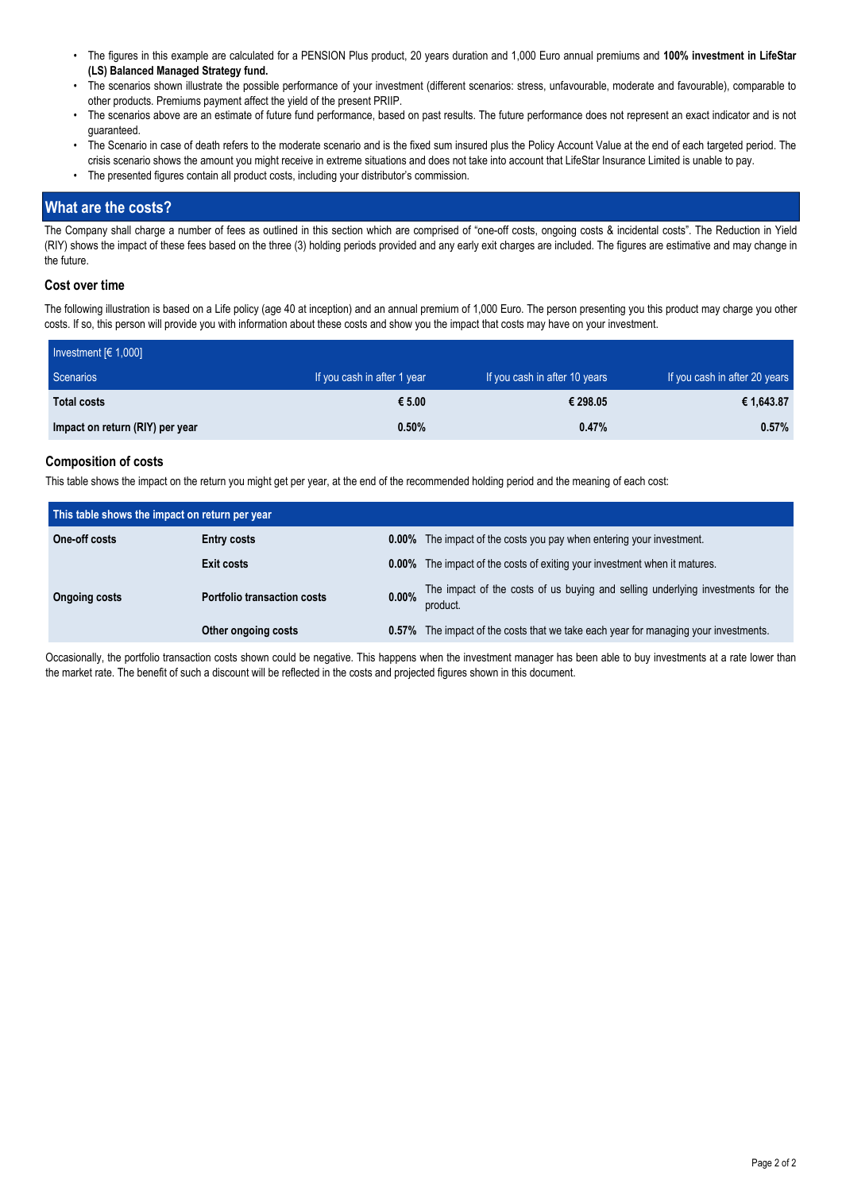- The figures in this example are calculated for a PENSION Plus product, 20 years duration and 1,000 Euro annual premiums and **100% investment in LifeStar (LS) Balanced Managed Strategy fund.**
- The scenarios shown illustrate the possible performance of your investment (different scenarios: stress, unfavourable, moderate and favourable), comparable to other products. Premiums payment affect the yield of the present PRIIP.
- The scenarios above are an estimate of future fund performance, based on past results. The future performance does not represent an exact indicator and is not guaranteed.
- The Scenario in case of death refers to the moderate scenario and is the fixed sum insured plus the Policy Account Value at the end of each targeted period. The crisis scenario shows the amount you might receive in extreme situations and does not take into account that LifeStar Insurance Limited is unable to pay.
- The presented figures contain all product costs, including your distributor's commission.

## What are the costs?

The Company shall charge a number of fees as outlined in this section which are comprised of "one-off costs, ongoing costs & incidental costs". The Reduction in Yield (RIY) shows the impact of these fees based on the three (3) holding periods provided and any early exit charges are included. The figures are estimative and may change in the future.

### Cost over time

The following illustration is based on a Life policy (age 40 at inception) and an annual premium of 1,000 Euro. The person presenting you this product may charge you other costs. If so, this person will provide you with information about these costs and show you the impact that costs may have on your investment.

| Investment [€ 1,000] | | | |
|---|---|---|---|
| Scenarios | If you cash in after 1 year | If you cash in after 10 years | If you cash in after 20 years |
| **Total costs** | **€ 5.00** | **€ 298.05** | **€ 1,643.87** |
| **Impact on return (RIY) per year** | **0.50%** | **0.47%** | **0.57%** |

### Composition of costs

This table shows the impact on the return you might get per year, at the end of the recommended holding period and the meaning of each cost:

| This table shows the impact on return per year | | | |
|---|---|---|---|
| **One-off costs** | **Entry costs** | **0.00%** | The impact of the costs you pay when entering your investment. |
| | **Exit costs** | **0.00%** | The impact of the costs of exiting your investment when it matures. |
| **Ongoing costs** | **Portfolio transaction costs** | **0.00%** | The impact of the costs of us buying and selling underlying investments for the product. |
| | **Other ongoing costs** | **0.57%** | The impact of the costs that we take each year for managing your investments. |

Occasionally, the portfolio transaction costs shown could be negative. This happens when the investment manager has been able to buy investments at a rate lower than the market rate. The benefit of such a discount will be reflected in the costs and projected figures shown in this document.